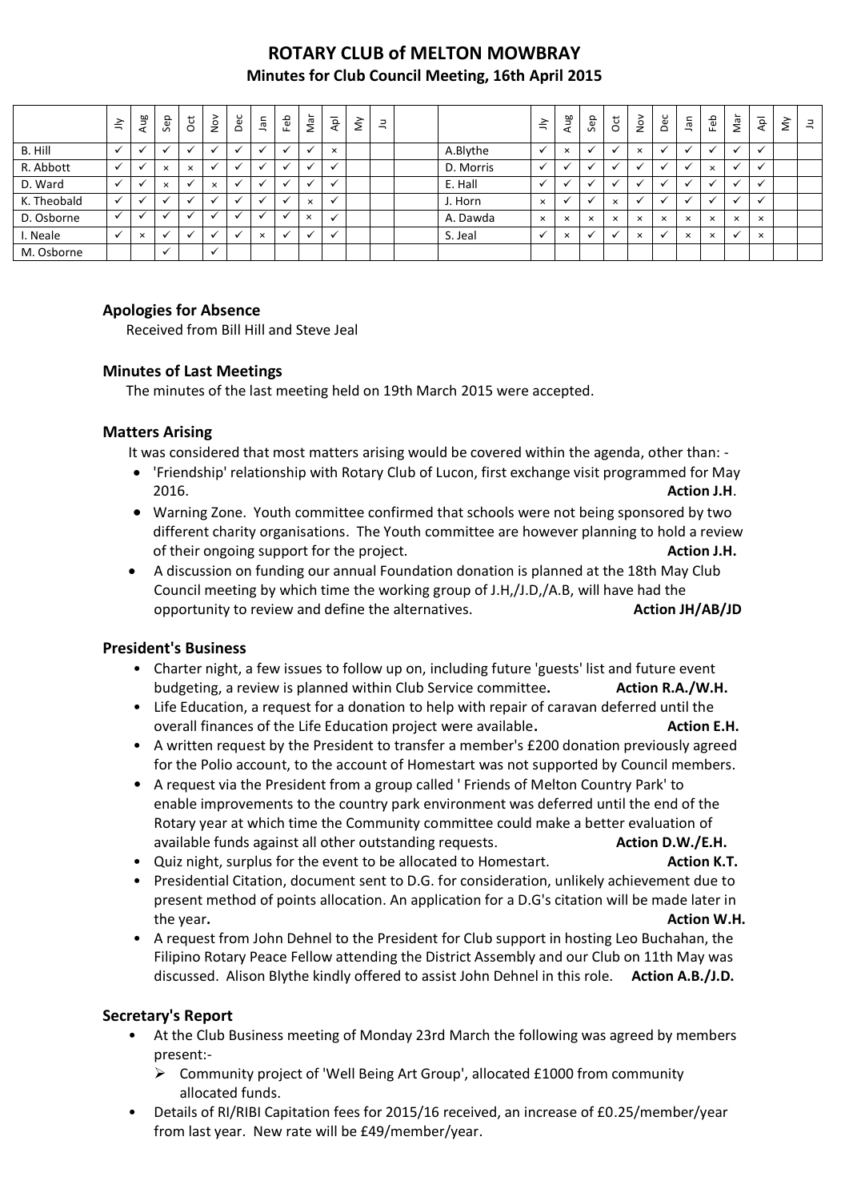# ROTARY CLUB of MELTON MOWBRAY

## Minutes for Club Council Meeting, 16th April 2015

| | Jly | Aug | Sep | Oct | Nov | Dec | Jan | Feb | Mar | Apl | My | Ju | | | Jly | Aug | Sep | Oct | Nov | Dec | Jan | Feb | Mar | Apl | My | Ju |
|---|---|---|---|---|---|---|---|---|---|---|---|---|---|---|---|---|---|---|---|---|---|---|---|---|---|---|
| B. Hill | ✓ | ✓ | ✓ | ✓ | ✓ | ✓ | ✓ | ✓ | ✓ | × | | | | A.Blythe | ✓ | × | ✓ | ✓ | × | ✓ | ✓ | ✓ | ✓ | ✓ | | |
| R. Abbott | ✓ | ✓ | × | × | ✓ | ✓ | ✓ | ✓ | ✓ | ✓ | | | | D. Morris | ✓ | ✓ | ✓ | ✓ | ✓ | ✓ | ✓ | × | ✓ | ✓ | | |
| D. Ward | ✓ | ✓ | × | ✓ | × | ✓ | ✓ | ✓ | ✓ | ✓ | | | | E. Hall | ✓ | ✓ | ✓ | ✓ | ✓ | ✓ | ✓ | ✓ | ✓ | ✓ | | |
| K. Theobald | ✓ | ✓ | ✓ | ✓ | ✓ | ✓ | ✓ | ✓ | × | ✓ | | | | J. Horn | × | ✓ | ✓ | × | ✓ | ✓ | ✓ | ✓ | ✓ | ✓ | | |
| D. Osborne | ✓ | ✓ | ✓ | ✓ | ✓ | ✓ | ✓ | ✓ | × | ✓ | | | | A. Dawda | × | × | × | × | × | × | × | × | × | × | | |
| I. Neale | ✓ | × | ✓ | ✓ | ✓ | ✓ | × | ✓ | ✓ | ✓ | | | | S. Jeal | ✓ | × | ✓ | ✓ | × | ✓ | × | × | ✓ | × | | |
| M. Osborne | | | ✓ | | ✓ | | | | | | | | | | | | | | | | | | | | | |

### Apologies for Absence

Received from Bill Hill and Steve Jeal

### Minutes of Last Meetings

The minutes of the last meeting held on 19th March 2015 were accepted.

### Matters Arising

It was considered that most matters arising would be covered within the agenda, other than: -

- 'Friendship' relationship with Rotary Club of Lucon, first exchange visit programmed for May 2016. **Action J.H**.
- Warning Zone. Youth committee confirmed that schools were not being sponsored by two different charity organisations. The Youth committee are however planning to hold a review of their ongoing support for the project. **Action J.H.**
- A discussion on funding our annual Foundation donation is planned at the 18th May Club Council meeting by which time the working group of J.H,/J.D,/A.B, will have had the opportunity to review and define the alternatives. **Action JH/AB/JD**

### President's Business

- Charter night, a few issues to follow up on, including future 'guests' list and future event budgeting, a review is planned within Club Service committee**.** **Action R.A./W.H.**
- Life Education, a request for a donation to help with repair of caravan deferred until the overall finances of the Life Education project were available**.** **Action E.H.**
- A written request by the President to transfer a member's £200 donation previously agreed for the Polio account, to the account of Homestart was not supported by Council members.
- A request via the President from a group called ' Friends of Melton Country Park' to enable improvements to the country park environment was deferred until the end of the Rotary year at which time the Community committee could make a better evaluation of available funds against all other outstanding requests. **Action D.W./E.H.**
- Quiz night, surplus for the event to be allocated to Homestart. **Action K.T.**
- Presidential Citation, document sent to D.G. for consideration, unlikely achievement due to present method of points allocation. An application for a D.G's citation will be made later in the year**.** **Action W.H.**
- A request from John Dehnel to the President for Club support in hosting Leo Buchahan, the Filipino Rotary Peace Fellow attending the District Assembly and our Club on 11th May was discussed. Alison Blythe kindly offered to assist John Dehnel in this role. **Action A.B./J.D.**

### Secretary's Report

- At the Club Business meeting of Monday 23rd March the following was agreed by members present:-
  - Community project of 'Well Being Art Group', allocated £1000 from community allocated funds.
- Details of RI/RIBI Capitation fees for 2015/16 received, an increase of £0.25/member/year from last year. New rate will be £49/member/year.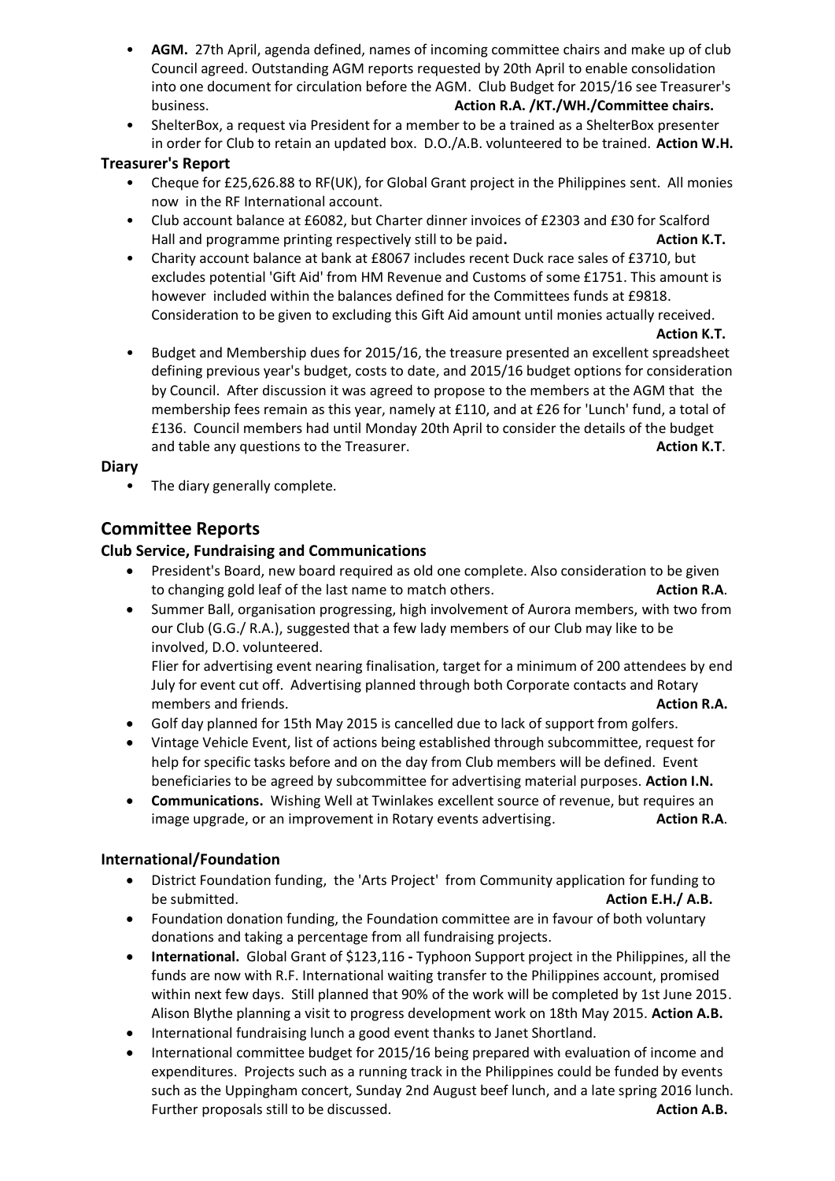- **AGM.** 27th April, agenda defined, names of incoming committee chairs and make up of club Council agreed. Outstanding AGM reports requested by 20th April to enable consolidation into one document for circulation before the AGM. Club Budget for 2015/16 see Treasurer's business. **Action R.A. /KT./WH./Committee chairs.**
- ShelterBox, a request via President for a member to be a trained as a ShelterBox presenter in order for Club to retain an updated box. D.O./A.B. volunteered to be trained. **Action W.H.**

**Treasurer's Report**

- Cheque for £25,626.88 to RF(UK), for Global Grant project in the Philippines sent. All monies now in the RF International account.
- Club account balance at £6082, but Charter dinner invoices of £2303 and £30 for Scalford Hall and programme printing respectively still to be paid**.** **Action K.T.**
- Charity account balance at bank at £8067 includes recent Duck race sales of £3710, but excludes potential 'Gift Aid' from HM Revenue and Customs of some £1751. This amount is however included within the balances defined for the Committees funds at £9818. Consideration to be given to excluding this Gift Aid amount until monies actually received. **Action K.T.**
- Budget and Membership dues for 2015/16, the treasure presented an excellent spreadsheet defining previous year's budget, costs to date, and 2015/16 budget options for consideration by Council. After discussion it was agreed to propose to the members at the AGM that the membership fees remain as this year, namely at £110, and at £26 for 'Lunch' fund, a total of £136. Council members had until Monday 20th April to consider the details of the budget and table any questions to the Treasurer. **Action K.T**.

**Diary**

- The diary generally complete.

## Committee Reports

**Club Service, Fundraising and Communications**

- President's Board, new board required as old one complete. Also consideration to be given to changing gold leaf of the last name to match others. **Action R.A**.
- Summer Ball, organisation progressing, high involvement of Aurora members, with two from our Club (G.G./ R.A.), suggested that a few lady members of our Club may like to be involved, D.O. volunteered.
  Flier for advertising event nearing finalisation, target for a minimum of 200 attendees by end July for event cut off. Advertising planned through both Corporate contacts and Rotary members and friends. **Action R.A.**
- Golf day planned for 15th May 2015 is cancelled due to lack of support from golfers.
- Vintage Vehicle Event, list of actions being established through subcommittee, request for help for specific tasks before and on the day from Club members will be defined. Event beneficiaries to be agreed by subcommittee for advertising material purposes. **Action I.N.**
- **Communications.** Wishing Well at Twinlakes excellent source of revenue, but requires an image upgrade, or an improvement in Rotary events advertising. **Action R.A**.

**International/Foundation**

- District Foundation funding, the 'Arts Project' from Community application for funding to be submitted. **Action E.H./ A.B.**
- Foundation donation funding, the Foundation committee are in favour of both voluntary donations and taking a percentage from all fundraising projects.
- **International.** Global Grant of $123,116 **-** Typhoon Support project in the Philippines, all the funds are now with R.F. International waiting transfer to the Philippines account, promised within next few days. Still planned that 90% of the work will be completed by 1st June 2015. Alison Blythe planning a visit to progress development work on 18th May 2015. **Action A.B.**
- International fundraising lunch a good event thanks to Janet Shortland.
- International committee budget for 2015/16 being prepared with evaluation of income and expenditures. Projects such as a running track in the Philippines could be funded by events such as the Uppingham concert, Sunday 2nd August beef lunch, and a late spring 2016 lunch. Further proposals still to be discussed. **Action A.B.**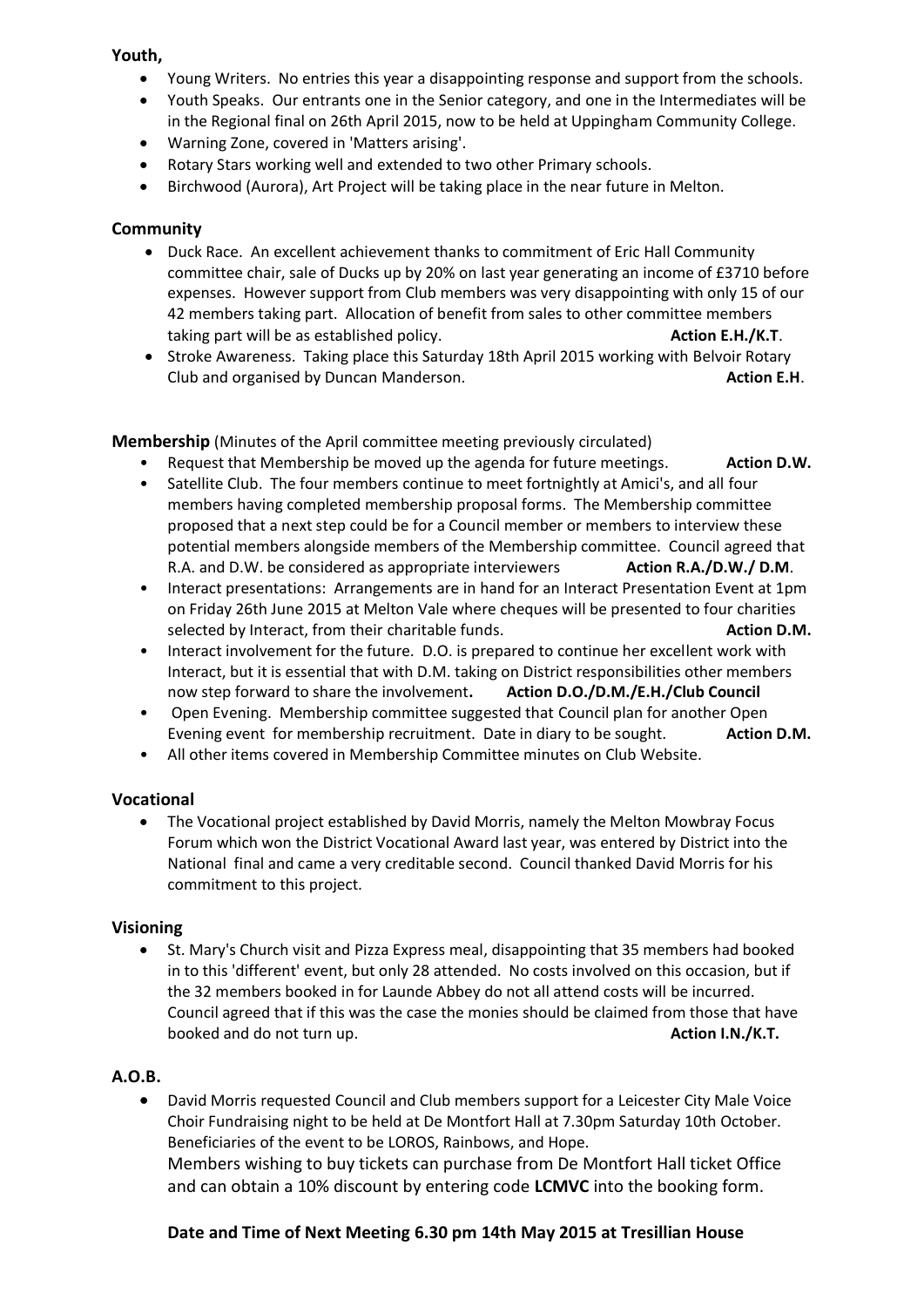**Youth,**

- Young Writers. No entries this year a disappointing response and support from the schools.
- Youth Speaks. Our entrants one in the Senior category, and one in the Intermediates will be in the Regional final on 26th April 2015, now to be held at Uppingham Community College.
- Warning Zone, covered in 'Matters arising'.
- Rotary Stars working well and extended to two other Primary schools.
- Birchwood (Aurora), Art Project will be taking place in the near future in Melton.

**Community**

- Duck Race. An excellent achievement thanks to commitment of Eric Hall Community committee chair, sale of Ducks up by 20% on last year generating an income of £3710 before expenses. However support from Club members was very disappointing with only 15 of our 42 members taking part. Allocation of benefit from sales to other committee members taking part will be as established policy. **Action E.H./K.T**.
- Stroke Awareness. Taking place this Saturday 18th April 2015 working with Belvoir Rotary Club and organised by Duncan Manderson. **Action E.H**.

**Membership** (Minutes of the April committee meeting previously circulated)

- Request that Membership be moved up the agenda for future meetings. **Action D.W.**
- Satellite Club. The four members continue to meet fortnightly at Amici's, and all four members having completed membership proposal forms. The Membership committee proposed that a next step could be for a Council member or members to interview these potential members alongside members of the Membership committee. Council agreed that R.A. and D.W. be considered as appropriate interviewers **Action R.A./D.W./ D.M**.
- Interact presentations: Arrangements are in hand for an Interact Presentation Event at 1pm on Friday 26th June 2015 at Melton Vale where cheques will be presented to four charities selected by Interact, from their charitable funds. **Action D.M.**
- Interact involvement for the future. D.O. is prepared to continue her excellent work with Interact, but it is essential that with D.M. taking on District responsibilities other members now step forward to share the involvement**.** **Action D.O./D.M./E.H./Club Council**
- Open Evening. Membership committee suggested that Council plan for another Open Evening event for membership recruitment. Date in diary to be sought. **Action D.M.**
- All other items covered in Membership Committee minutes on Club Website.

**Vocational**

- The Vocational project established by David Morris, namely the Melton Mowbray Focus Forum which won the District Vocational Award last year, was entered by District into the National final and came a very creditable second. Council thanked David Morris for his commitment to this project.

**Visioning**

- St. Mary's Church visit and Pizza Express meal, disappointing that 35 members had booked in to this 'different' event, but only 28 attended. No costs involved on this occasion, but if the 32 members booked in for Launde Abbey do not all attend costs will be incurred. Council agreed that if this was the case the monies should be claimed from those that have booked and do not turn up. **Action I.N./K.T.**

**A.O.B.**

- David Morris requested Council and Club members support for a Leicester City Male Voice Choir Fundraising night to be held at De Montfort Hall at 7.30pm Saturday 10th October. Beneficiaries of the event to be LOROS, Rainbows, and Hope.

  Members wishing to buy tickets can purchase from De Montfort Hall ticket Office and can obtain a 10% discount by entering code **LCMVC** into the booking form.

**Date and Time of Next Meeting 6.30 pm 14th May 2015 at Tresillian House**